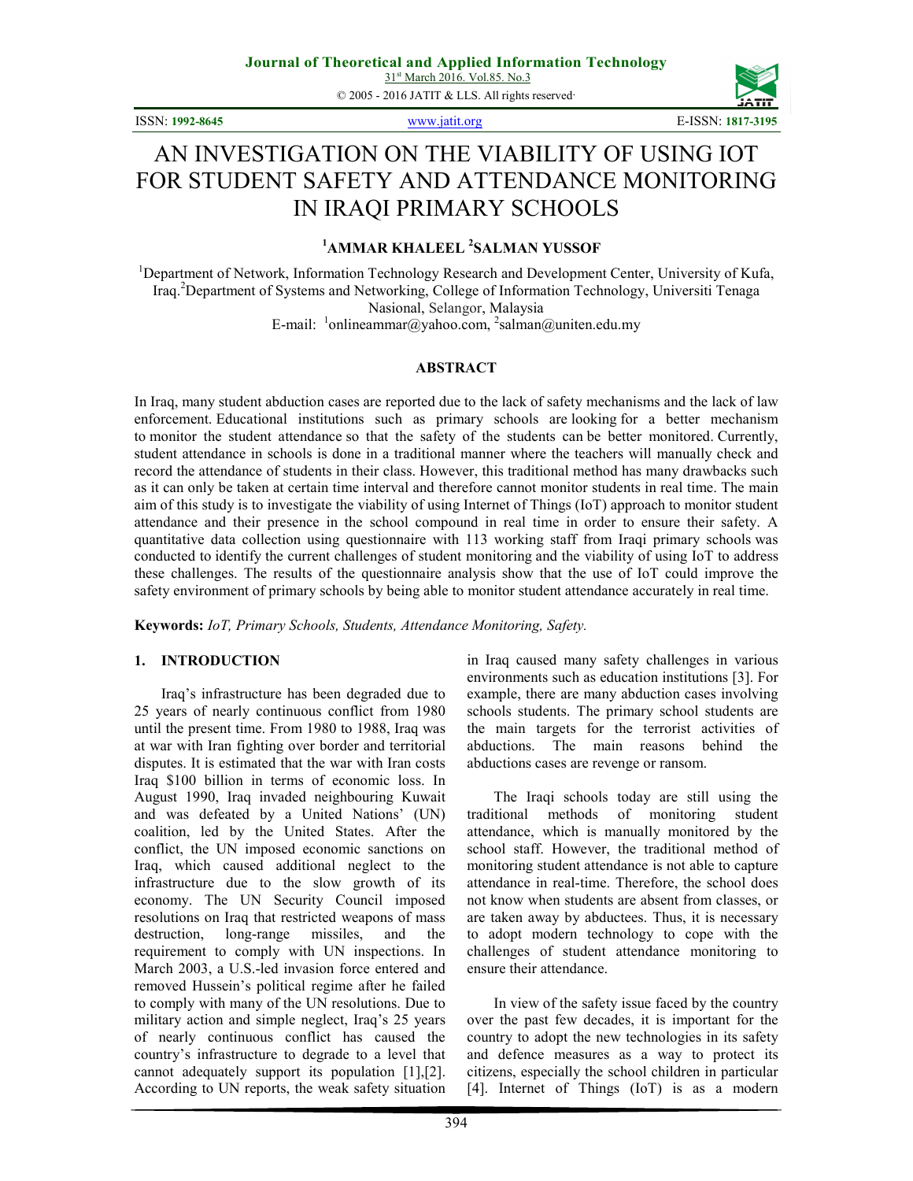# AN INVESTIGATION ON THE VIABILITY OF USING IOT FOR STUDENT SAFETY AND ATTENDANCE MONITORING IN IRAQI PRIMARY SCHOOLS

**[1]AMMAR KHALEEL [2]SALMAN YUSSOF**

[1]Department of Network, Information Technology Research and Development Center, University of Kufa, Iraq.[2]Department of Systems and Networking, College of Information Technology, Universiti Tenaga Nasional, Selangor, Malaysia

E-mail: [1]onlineammar@yahoo.com, [2]salman@uniten.edu.my

## ABSTRACT

In Iraq, many student abduction cases are reported due to the lack of safety mechanisms and the lack of law enforcement. Educational institutions such as primary schools are looking for a better mechanism to monitor the student attendance so that the safety of the students can be better monitored. Currently, student attendance in schools is done in a traditional manner where the teachers will manually check and record the attendance of students in their class. However, this traditional method has many drawbacks such as it can only be taken at certain time interval and therefore cannot monitor students in real time. The main aim of this study is to investigate the viability of using Internet of Things (IoT) approach to monitor student attendance and their presence in the school compound in real time in order to ensure their safety. A quantitative data collection using questionnaire with 113 working staff from Iraqi primary schools was conducted to identify the current challenges of student monitoring and the viability of using IoT to address these challenges. The results of the questionnaire analysis show that the use of IoT could improve the safety environment of primary schools by being able to monitor student attendance accurately in real time.

**Keywords:** *IoT, Primary Schools, Students, Attendance Monitoring, Safety.*

## 1. INTRODUCTION

Iraq's infrastructure has been degraded due to 25 years of nearly continuous conflict from 1980 until the present time. From 1980 to 1988, Iraq was at war with Iran fighting over border and territorial disputes. It is estimated that the war with Iran costs Iraq $100 billion in terms of economic loss. In August 1990, Iraq invaded neighbouring Kuwait and was defeated by a United Nations' (UN) coalition, led by the United States. After the conflict, the UN imposed economic sanctions on Iraq, which caused additional neglect to the infrastructure due to the slow growth of its economy. The UN Security Council imposed resolutions on Iraq that restricted weapons of mass destruction, long-range missiles, and the requirement to comply with UN inspections. In March 2003, a U.S.-led invasion force entered and removed Hussein's political regime after he failed to comply with many of the UN resolutions. Due to military action and simple neglect, Iraq's 25 years of nearly continuous conflict has caused the country's infrastructure to degrade to a level that cannot adequately support its population [1],[2]. According to UN reports, the weak safety situation in Iraq caused many safety challenges in various environments such as education institutions [3]. For example, there are many abduction cases involving schools students. The primary school students are the main targets for the terrorist activities of abductions. The main reasons behind the abductions cases are revenge or ransom.

The Iraqi schools today are still using the traditional methods of monitoring student attendance, which is manually monitored by the school staff. However, the traditional method of monitoring student attendance is not able to capture attendance in real-time. Therefore, the school does not know when students are absent from classes, or are taken away by abductees. Thus, it is necessary to adopt modern technology to cope with the challenges of student attendance monitoring to ensure their attendance.

In view of the safety issue faced by the country over the past few decades, it is important for the country to adopt the new technologies in its safety and defence measures as a way to protect its citizens, especially the school children in particular [4]. Internet of Things (IoT) is as a modern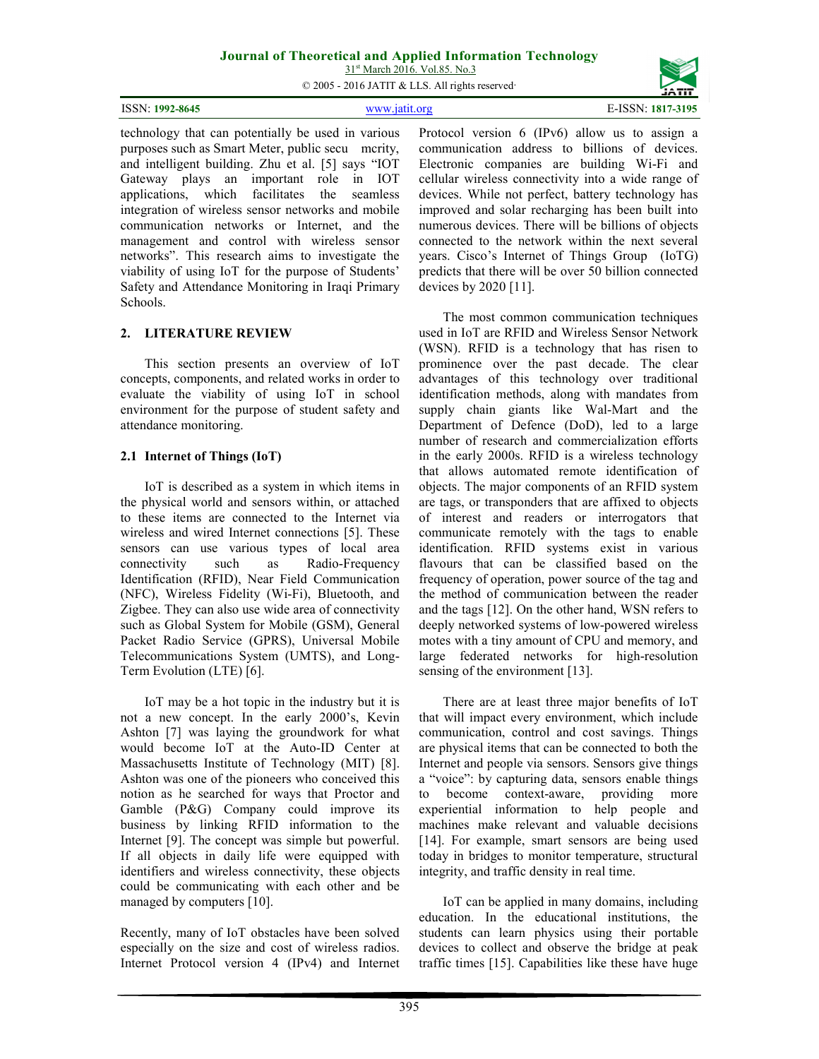technology that can potentially be used in various purposes such as Smart Meter, public secu mcrity, and intelligent building. Zhu et al. [5] says "IOT Gateway plays an important role in IOT applications, which facilitates the seamless integration of wireless sensor networks and mobile communication networks or Internet, and the management and control with wireless sensor networks". This research aims to investigate the viability of using IoT for the purpose of Students' Safety and Attendance Monitoring in Iraqi Primary Schools.

## 2. LITERATURE REVIEW

This section presents an overview of IoT concepts, components, and related works in order to evaluate the viability of using IoT in school environment for the purpose of student safety and attendance monitoring.

### 2.1 Internet of Things (IoT)

IoT is described as a system in which items in the physical world and sensors within, or attached to these items are connected to the Internet via wireless and wired Internet connections [5]. These sensors can use various types of local area connectivity such as Radio-Frequency Identification (RFID), Near Field Communication (NFC), Wireless Fidelity (Wi-Fi), Bluetooth, and Zigbee. They can also use wide area of connectivity such as Global System for Mobile (GSM), General Packet Radio Service (GPRS), Universal Mobile Telecommunications System (UMTS), and Long-Term Evolution (LTE) [6].

IoT may be a hot topic in the industry but it is not a new concept. In the early 2000's, Kevin Ashton [7] was laying the groundwork for what would become IoT at the Auto-ID Center at Massachusetts Institute of Technology (MIT) [8]. Ashton was one of the pioneers who conceived this notion as he searched for ways that Proctor and Gamble (P&G) Company could improve its business by linking RFID information to the Internet [9]. The concept was simple but powerful. If all objects in daily life were equipped with identifiers and wireless connectivity, these objects could be communicating with each other and be managed by computers [10].

Recently, many of IoT obstacles have been solved especially on the size and cost of wireless radios. Internet Protocol version 4 (IPv4) and Internet Protocol version 6 (IPv6) allow us to assign a communication address to billions of devices. Electronic companies are building Wi-Fi and cellular wireless connectivity into a wide range of devices. While not perfect, battery technology has improved and solar recharging has been built into numerous devices. There will be billions of objects connected to the network within the next several years. Cisco's Internet of Things Group (IoTG) predicts that there will be over 50 billion connected devices by 2020 [11].

The most common communication techniques used in IoT are RFID and Wireless Sensor Network (WSN). RFID is a technology that has risen to prominence over the past decade. The clear advantages of this technology over traditional identification methods, along with mandates from supply chain giants like Wal-Mart and the Department of Defence (DoD), led to a large number of research and commercialization efforts in the early 2000s. RFID is a wireless technology that allows automated remote identification of objects. The major components of an RFID system are tags, or transponders that are affixed to objects of interest and readers or interrogators that communicate remotely with the tags to enable identification. RFID systems exist in various flavours that can be classified based on the frequency of operation, power source of the tag and the method of communication between the reader and the tags [12]. On the other hand, WSN refers to deeply networked systems of low-powered wireless motes with a tiny amount of CPU and memory, and large federated networks for high-resolution sensing of the environment [13].

There are at least three major benefits of IoT that will impact every environment, which include communication, control and cost savings. Things are physical items that can be connected to both the Internet and people via sensors. Sensors give things a "voice": by capturing data, sensors enable things to become context-aware, providing more experiential information to help people and machines make relevant and valuable decisions [14]. For example, smart sensors are being used today in bridges to monitor temperature, structural integrity, and traffic density in real time.

IoT can be applied in many domains, including education. In the educational institutions, the students can learn physics using their portable devices to collect and observe the bridge at peak traffic times [15]. Capabilities like these have huge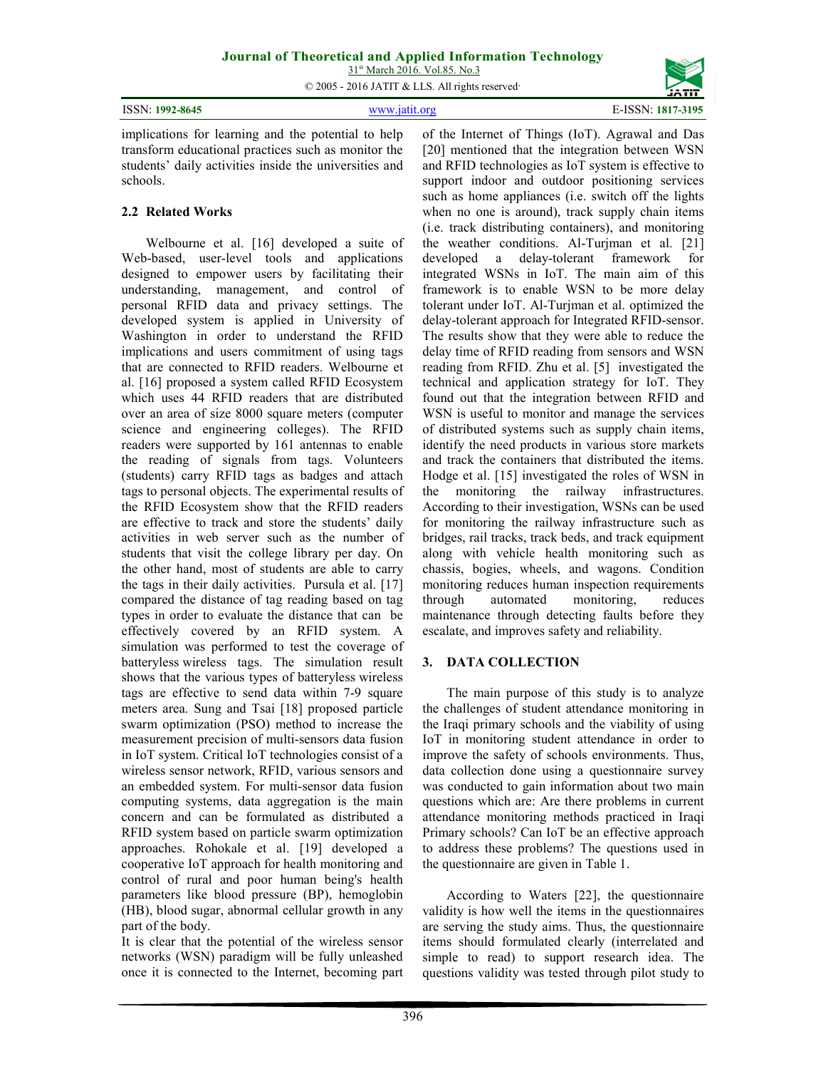implications for learning and the potential to help transform educational practices such as monitor the students' daily activities inside the universities and schools.

### 2.2 Related Works

Welbourne et al. [16] developed a suite of Web-based, user-level tools and applications designed to empower users by facilitating their understanding, management, and control of personal RFID data and privacy settings. The developed system is applied in University of Washington in order to understand the RFID implications and users commitment of using tags that are connected to RFID readers. Welbourne et al. [16] proposed a system called RFID Ecosystem which uses 44 RFID readers that are distributed over an area of size 8000 square meters (computer science and engineering colleges). The RFID readers were supported by 161 antennas to enable the reading of signals from tags. Volunteers (students) carry RFID tags as badges and attach tags to personal objects. The experimental results of the RFID Ecosystem show that the RFID readers are effective to track and store the students' daily activities in web server such as the number of students that visit the college library per day. On the other hand, most of students are able to carry the tags in their daily activities. Pursula et al. [17] compared the distance of tag reading based on tag types in order to evaluate the distance that can be effectively covered by an RFID system. A simulation was performed to test the coverage of batteryless wireless tags. The simulation result shows that the various types of batteryless wireless tags are effective to send data within 7-9 square meters area. Sung and Tsai [18] proposed particle swarm optimization (PSO) method to increase the measurement precision of multi-sensors data fusion in IoT system. Critical IoT technologies consist of a wireless sensor network, RFID, various sensors and an embedded system. For multi-sensor data fusion computing systems, data aggregation is the main concern and can be formulated as distributed a RFID system based on particle swarm optimization approaches. Rohokale et al. [19] developed a cooperative IoT approach for health monitoring and control of rural and poor human being's health parameters like blood pressure (BP), hemoglobin (HB), blood sugar, abnormal cellular growth in any part of the body.

It is clear that the potential of the wireless sensor networks (WSN) paradigm will be fully unleashed once it is connected to the Internet, becoming part of the Internet of Things (IoT). Agrawal and Das [20] mentioned that the integration between WSN and RFID technologies as IoT system is effective to support indoor and outdoor positioning services such as home appliances (i.e. switch off the lights when no one is around), track supply chain items (i.e. track distributing containers), and monitoring the weather conditions. Al-Turjman et al. [21] developed a delay-tolerant framework for integrated WSNs in IoT. The main aim of this framework is to enable WSN to be more delay tolerant under IoT. Al-Turjman et al. optimized the delay-tolerant approach for Integrated RFID-sensor. The results show that they were able to reduce the delay time of RFID reading from sensors and WSN reading from RFID. Zhu et al. [5] investigated the technical and application strategy for IoT. They found out that the integration between RFID and WSN is useful to monitor and manage the services of distributed systems such as supply chain items, identify the need products in various store markets and track the containers that distributed the items. Hodge et al. [15] investigated the roles of WSN in the monitoring the railway infrastructures. According to their investigation, WSNs can be used for monitoring the railway infrastructure such as bridges, rail tracks, track beds, and track equipment along with vehicle health monitoring such as chassis, bogies, wheels, and wagons. Condition monitoring reduces human inspection requirements through automated monitoring, reduces maintenance through detecting faults before they escalate, and improves safety and reliability.

## 3. DATA COLLECTION

The main purpose of this study is to analyze the challenges of student attendance monitoring in the Iraqi primary schools and the viability of using IoT in monitoring student attendance in order to improve the safety of schools environments. Thus, data collection done using a questionnaire survey was conducted to gain information about two main questions which are: Are there problems in current attendance monitoring methods practiced in Iraqi Primary schools? Can IoT be an effective approach to address these problems? The questions used in the questionnaire are given in Table 1.

According to Waters [22], the questionnaire validity is how well the items in the questionnaires are serving the study aims. Thus, the questionnaire items should formulated clearly (interrelated and simple to read) to support research idea. The questions validity was tested through pilot study to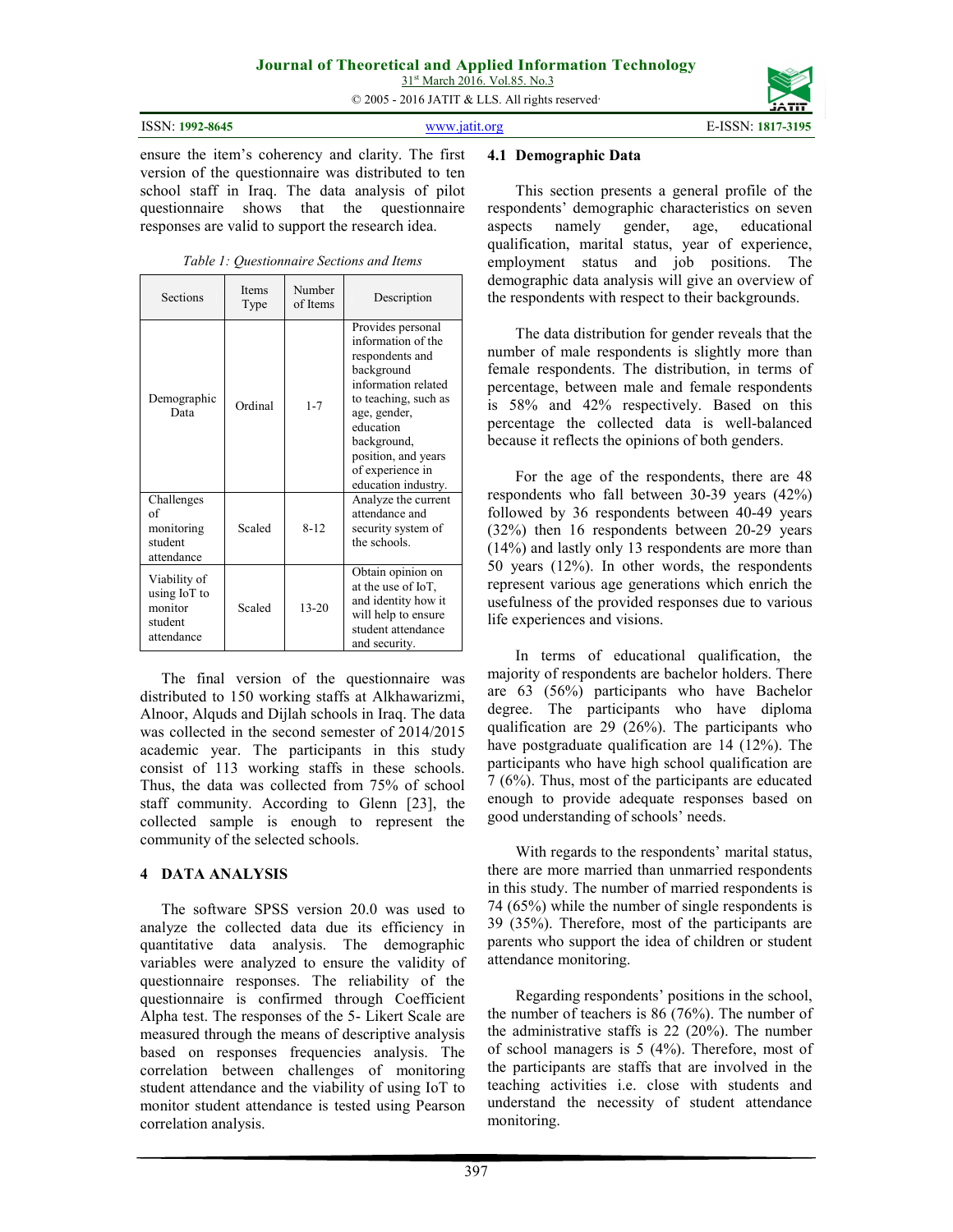ensure the item's coherency and clarity. The first version of the questionnaire was distributed to ten school staff in Iraq. The data analysis of pilot questionnaire shows that the questionnaire responses are valid to support the research idea.

*Table 1: Questionnaire Sections and Items*

| Sections | Items Type | Number of Items | Description |
|---|---|---|---|
| Demographic Data | Ordinal | 1-7 | Provides personal information of the respondents and background information related to teaching, such as age, gender, education background, position, and years of experience in education industry. |
| Challenges of monitoring student attendance | Scaled | 8-12 | Analyze the current attendance and security system of the schools. |
| Viability of using IoT to monitor student attendance | Scaled | 13-20 | Obtain opinion on at the use of IoT, and identity how it will help to ensure student attendance and security. |

The final version of the questionnaire was distributed to 150 working staffs at Alkhawarizmi, Alnoor, Alquds and Dijlah schools in Iraq. The data was collected in the second semester of 2014/2015 academic year. The participants in this study consist of 113 working staffs in these schools. Thus, the data was collected from 75% of school staff community. According to Glenn [23], the collected sample is enough to represent the community of the selected schools.

## 4 DATA ANALYSIS

The software SPSS version 20.0 was used to analyze the collected data due its efficiency in quantitative data analysis. The demographic variables were analyzed to ensure the validity of questionnaire responses. The reliability of the questionnaire is confirmed through Coefficient Alpha test. The responses of the 5- Likert Scale are measured through the means of descriptive analysis based on responses frequencies analysis. The correlation between challenges of monitoring student attendance and the viability of using IoT to monitor student attendance is tested using Pearson correlation analysis.

### 4.1 Demographic Data

This section presents a general profile of the respondents' demographic characteristics on seven aspects namely gender, age, educational qualification, marital status, year of experience, employment status and job positions. The demographic data analysis will give an overview of the respondents with respect to their backgrounds.

The data distribution for gender reveals that the number of male respondents is slightly more than female respondents. The distribution, in terms of percentage, between male and female respondents is 58% and 42% respectively. Based on this percentage the collected data is well-balanced because it reflects the opinions of both genders.

For the age of the respondents, there are 48 respondents who fall between 30-39 years (42%) followed by 36 respondents between 40-49 years (32%) then 16 respondents between 20-29 years (14%) and lastly only 13 respondents are more than 50 years (12%). In other words, the respondents represent various age generations which enrich the usefulness of the provided responses due to various life experiences and visions.

In terms of educational qualification, the majority of respondents are bachelor holders. There are 63 (56%) participants who have Bachelor degree. The participants who have diploma qualification are 29 (26%). The participants who have postgraduate qualification are 14 (12%). The participants who have high school qualification are 7 (6%). Thus, most of the participants are educated enough to provide adequate responses based on good understanding of schools' needs.

With regards to the respondents' marital status, there are more married than unmarried respondents in this study. The number of married respondents is 74 (65%) while the number of single respondents is 39 (35%). Therefore, most of the participants are parents who support the idea of children or student attendance monitoring.

Regarding respondents' positions in the school, the number of teachers is 86 (76%). The number of the administrative staffs is 22 (20%). The number of school managers is 5 (4%). Therefore, most of the participants are staffs that are involved in the teaching activities i.e. close with students and understand the necessity of student attendance monitoring.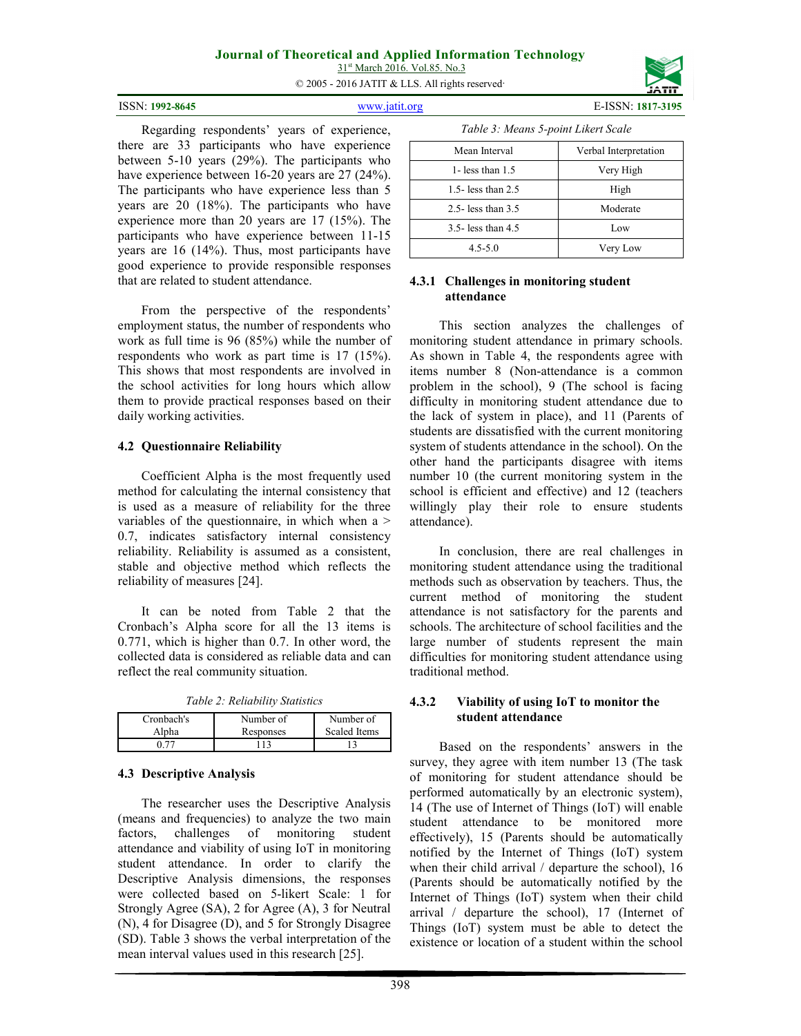Regarding respondents' years of experience, there are 33 participants who have experience between 5-10 years (29%). The participants who have experience between 16-20 years are 27 (24%). The participants who have experience less than 5 years are 20 (18%). The participants who have experience more than 20 years are 17 (15%). The participants who have experience between 11-15 years are 16 (14%). Thus, most participants have good experience to provide responsible responses that are related to student attendance.

From the perspective of the respondents' employment status, the number of respondents who work as full time is 96 (85%) while the number of respondents who work as part time is 17 (15%). This shows that most respondents are involved in the school activities for long hours which allow them to provide practical responses based on their daily working activities.

### 4.2 Questionnaire Reliability

Coefficient Alpha is the most frequently used method for calculating the internal consistency that is used as a measure of reliability for the three variables of the questionnaire, in which when a > 0.7, indicates satisfactory internal consistency reliability. Reliability is assumed as a consistent, stable and objective method which reflects the reliability of measures [24].

It can be noted from Table 2 that the Cronbach's Alpha score for all the 13 items is 0.771, which is higher than 0.7. In other word, the collected data is considered as reliable data and can reflect the real community situation.

*Table 2: Reliability Statistics*

| Cronbach's Alpha | Number of Responses | Number of Scaled Items |
|---|---|---|
| 0.77 | 113 | 13 |

### 4.3 Descriptive Analysis

The researcher uses the Descriptive Analysis (means and frequencies) to analyze the two main factors, challenges of monitoring student attendance and viability of using IoT in monitoring student attendance. In order to clarify the Descriptive Analysis dimensions, the responses were collected based on 5-likert Scale: 1 for Strongly Agree (SA), 2 for Agree (A), 3 for Neutral (N), 4 for Disagree (D), and 5 for Strongly Disagree (SD). Table 3 shows the verbal interpretation of the mean interval values used in this research [25].

*Table 3: Means 5-point Likert Scale*

| Mean Interval | Verbal Interpretation |
|---|---|
| 1- less than 1.5 | Very High |
| 1.5- less than 2.5 | High |
| 2.5- less than 3.5 | Moderate |
| 3.5- less than 4.5 | Low |
| 4.5-5.0 | Very Low |

#### 4.3.1 Challenges in monitoring student attendance

This section analyzes the challenges of monitoring student attendance in primary schools. As shown in Table 4, the respondents agree with items number 8 (Non-attendance is a common problem in the school), 9 (The school is facing difficulty in monitoring student attendance due to the lack of system in place), and 11 (Parents of students are dissatisfied with the current monitoring system of students attendance in the school). On the other hand the participants disagree with items number 10 (the current monitoring system in the school is efficient and effective) and 12 (teachers willingly play their role to ensure students attendance).

In conclusion, there are real challenges in monitoring student attendance using the traditional methods such as observation by teachers. Thus, the current method of monitoring the student attendance is not satisfactory for the parents and schools. The architecture of school facilities and the large number of students represent the main difficulties for monitoring student attendance using traditional method.

#### 4.3.2 Viability of using IoT to monitor the student attendance

Based on the respondents' answers in the survey, they agree with item number 13 (The task of monitoring for student attendance should be performed automatically by an electronic system), 14 (The use of Internet of Things (IoT) will enable student attendance to be monitored more effectively), 15 (Parents should be automatically notified by the Internet of Things (IoT) system when their child arrival / departure the school), 16 (Parents should be automatically notified by the Internet of Things (IoT) system when their child arrival / departure the school), 17 (Internet of Things (IoT) system must be able to detect the existence or location of a student within the school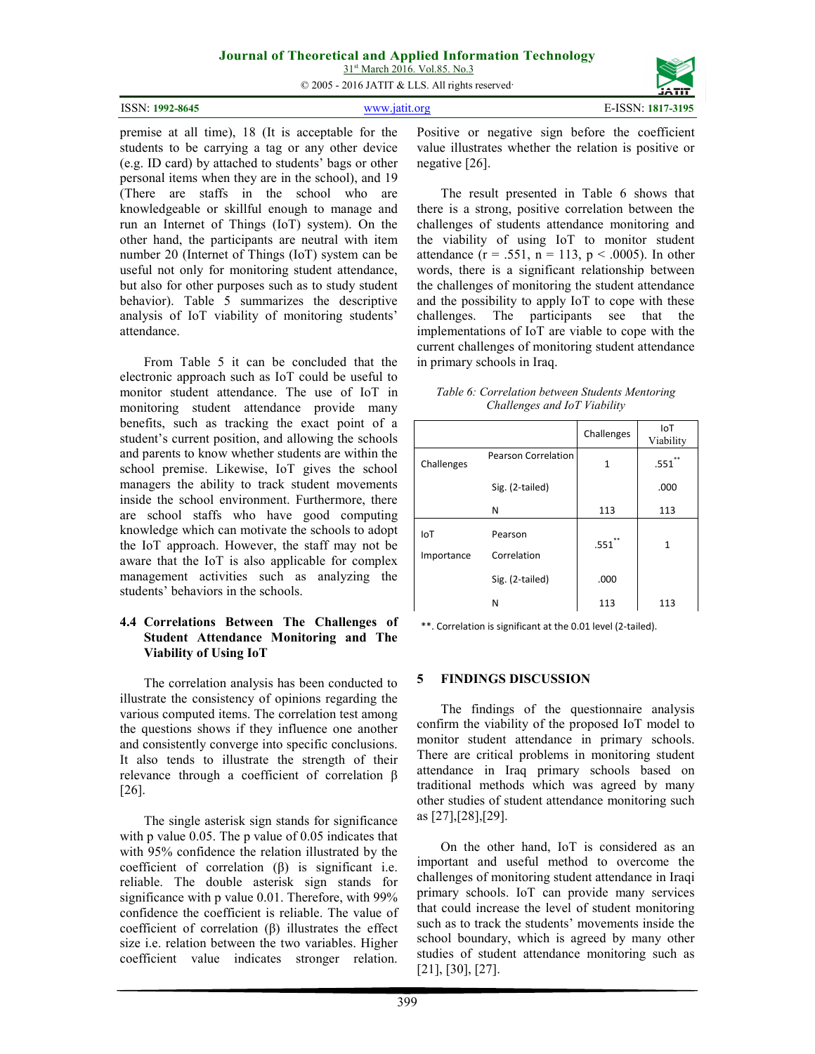premise at all time), 18 (It is acceptable for the students to be carrying a tag or any other device (e.g. ID card) by attached to students' bags or other personal items when they are in the school), and 19 (There are staffs in the school who are knowledgeable or skillful enough to manage and run an Internet of Things (IoT) system). On the other hand, the participants are neutral with item number 20 (Internet of Things (IoT) system can be useful not only for monitoring student attendance, but also for other purposes such as to study student behavior). Table 5 summarizes the descriptive analysis of IoT viability of monitoring students' attendance.

From Table 5 it can be concluded that the electronic approach such as IoT could be useful to monitor student attendance. The use of IoT in monitoring student attendance provide many benefits, such as tracking the exact point of a student's current position, and allowing the schools and parents to know whether students are within the school premise. Likewise, IoT gives the school managers the ability to track student movements inside the school environment. Furthermore, there are school staffs who have good computing knowledge which can motivate the schools to adopt the IoT approach. However, the staff may not be aware that the IoT is also applicable for complex management activities such as analyzing the students' behaviors in the schools.

### 4.4 Correlations Between The Challenges of Student Attendance Monitoring and The Viability of Using IoT

The correlation analysis has been conducted to illustrate the consistency of opinions regarding the various computed items. The correlation test among the questions shows if they influence one another and consistently converge into specific conclusions. It also tends to illustrate the strength of their relevance through a coefficient of correlation β [26].

The single asterisk sign stands for significance with p value 0.05. The p value of 0.05 indicates that with 95% confidence the relation illustrated by the coefficient of correlation (β) is significant i.e. reliable. The double asterisk sign stands for significance with p value 0.01. Therefore, with 99% confidence the coefficient is reliable. The value of coefficient of correlation (β) illustrates the effect size i.e. relation between the two variables. Higher coefficient value indicates stronger relation. Positive or negative sign before the coefficient value illustrates whether the relation is positive or negative [26].

The result presented in Table 6 shows that there is a strong, positive correlation between the challenges of students attendance monitoring and the viability of using IoT to monitor student attendance ($r = .551$, $n = 113$, $p < .0005$). In other words, there is a significant relationship between the challenges of monitoring the student attendance and the possibility to apply IoT to cope with these challenges. The participants see that the implementations of IoT are viable to cope with the current challenges of monitoring student attendance in primary schools in Iraq.

*Table 6: Correlation between Students Mentoring Challenges and IoT Viability*

| | | Challenges | IoT Viability |
|---|---|---|---|
| Challenges | Pearson Correlation | 1 | .551** |
| | Sig. (2-tailed) | | .000 |
| | N | 113 | 113 |
| IoT Importance | Pearson Correlation | .551** | 1 |
| | Sig. (2-tailed) | .000 | |
| | N | 113 | 113 |

**. Correlation is significant at the 0.01 level (2-tailed).

## 5 FINDINGS DISCUSSION

The findings of the questionnaire analysis confirm the viability of the proposed IoT model to monitor student attendance in primary schools. There are critical problems in monitoring student attendance in Iraq primary schools based on traditional methods which was agreed by many other studies of student attendance monitoring such as [27],[28],[29].

On the other hand, IoT is considered as an important and useful method to overcome the challenges of monitoring student attendance in Iraqi primary schools. IoT can provide many services that could increase the level of student monitoring such as to track the students' movements inside the school boundary, which is agreed by many other studies of student attendance monitoring such as [21], [30], [27].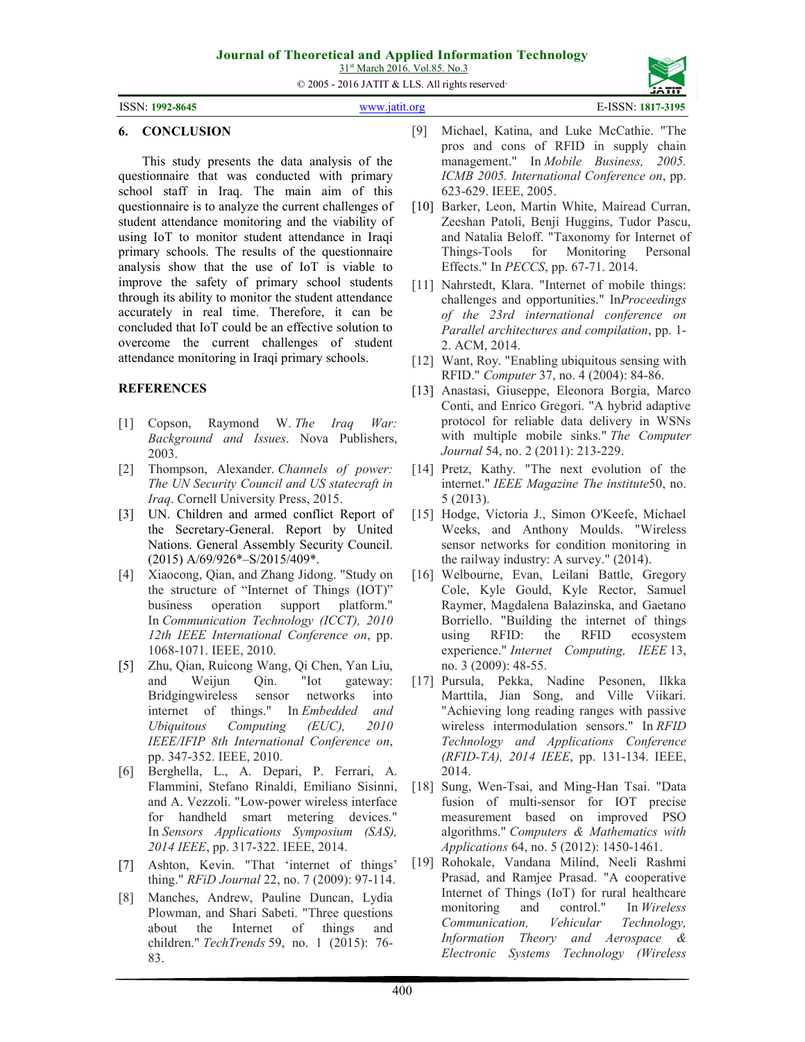## 6. CONCLUSION

This study presents the data analysis of the questionnaire that was conducted with primary school staff in Iraq. The main aim of this questionnaire is to analyze the current challenges of student attendance monitoring and the viability of using IoT to monitor student attendance in Iraqi primary schools. The results of the questionnaire analysis show that the use of IoT is viable to improve the safety of primary school students through its ability to monitor the student attendance accurately in real time. Therefore, it can be concluded that IoT could be an effective solution to overcome the current challenges of student attendance monitoring in Iraqi primary schools.

## REFERENCES

[1] Copson, Raymond W. *The Iraq War: Background and Issues*. Nova Publishers, 2003.

[2] Thompson, Alexander. *Channels of power: The UN Security Council and US statecraft in Iraq*. Cornell University Press, 2015.

[3] UN. Children and armed conflict Report of the Secretary-General. Report by United Nations. General Assembly Security Council. (2015) A/69/926*–S/2015/409*.

[4] Xiaocong, Qian, and Zhang Jidong. "Study on the structure of "Internet of Things (IOT)" business operation support platform." In *Communication Technology (ICCT), 2010 12th IEEE International Conference on*, pp. 1068-1071. IEEE, 2010.

[5] Zhu, Qian, Ruicong Wang, Qi Chen, Yan Liu, and Weijun Qin. "Iot gateway: Bridgingwireless sensor networks into internet of things." In *Embedded and Ubiquitous Computing (EUC), 2010 IEEE/IFIP 8th International Conference on*, pp. 347-352. IEEE, 2010.

[6] Berghella, L., A. Depari, P. Ferrari, A. Flammini, Stefano Rinaldi, Emiliano Sisinni, and A. Vezzoli. "Low-power wireless interface for handheld smart metering devices." In *Sensors Applications Symposium (SAS), 2014 IEEE*, pp. 317-322. IEEE, 2014.

[7] Ashton, Kevin. "That 'internet of things' thing." *RFiD Journal* 22, no. 7 (2009): 97-114.

[8] Manches, Andrew, Pauline Duncan, Lydia Plowman, and Shari Sabeti. "Three questions about the Internet of things and children." *TechTrends* 59, no. 1 (2015): 76-83.

[9] Michael, Katina, and Luke McCathie. "The pros and cons of RFID in supply chain management." In *Mobile Business, 2005. ICMB 2005. International Conference on*, pp. 623-629. IEEE, 2005.

[10] Barker, Leon, Martin White, Mairead Curran, Zeeshan Patoli, Benji Huggins, Tudor Pascu, and Natalia Beloff. "Taxonomy for Internet of Things-Tools for Monitoring Personal Effects." In *PECCS*, pp. 67-71. 2014.

[11] Nahrstedt, Klara. "Internet of mobile things: challenges and opportunities." In*Proceedings of the 23rd international conference on Parallel architectures and compilation*, pp. 1-2. ACM, 2014.

[12] Want, Roy. "Enabling ubiquitous sensing with RFID." *Computer* 37, no. 4 (2004): 84-86.

[13] Anastasi, Giuseppe, Eleonora Borgia, Marco Conti, and Enrico Gregori. "A hybrid adaptive protocol for reliable data delivery in WSNs with multiple mobile sinks." *The Computer Journal* 54, no. 2 (2011): 213-229.

[14] Pretz, Kathy. "The next evolution of the internet." *IEEE Magazine The institute*50, no. 5 (2013).

[15] Hodge, Victoria J., Simon O'Keefe, Michael Weeks, and Anthony Moulds. "Wireless sensor networks for condition monitoring in the railway industry: A survey." (2014).

[16] Welbourne, Evan, Leilani Battle, Gregory Cole, Kyle Gould, Kyle Rector, Samuel Raymer, Magdalena Balazinska, and Gaetano Borriello. "Building the internet of things using RFID: the RFID ecosystem experience." *Internet Computing, IEEE* 13, no. 3 (2009): 48-55.

[17] Pursula, Pekka, Nadine Pesonen, Ilkka Marttila, Jian Song, and Ville Viikari. "Achieving long reading ranges with passive wireless intermodulation sensors." In *RFID Technology and Applications Conference (RFID-TA), 2014 IEEE*, pp. 131-134. IEEE, 2014.

[18] Sung, Wen-Tsai, and Ming-Han Tsai. "Data fusion of multi-sensor for IOT precise measurement based on improved PSO algorithms." *Computers & Mathematics with Applications* 64, no. 5 (2012): 1450-1461.

[19] Rohokale, Vandana Milind, Neeli Rashmi Prasad, and Ramjee Prasad. "A cooperative Internet of Things (IoT) for rural healthcare monitoring and control." In *Wireless Communication, Vehicular Technology, Information Theory and Aerospace & Electronic Systems Technology (Wireless*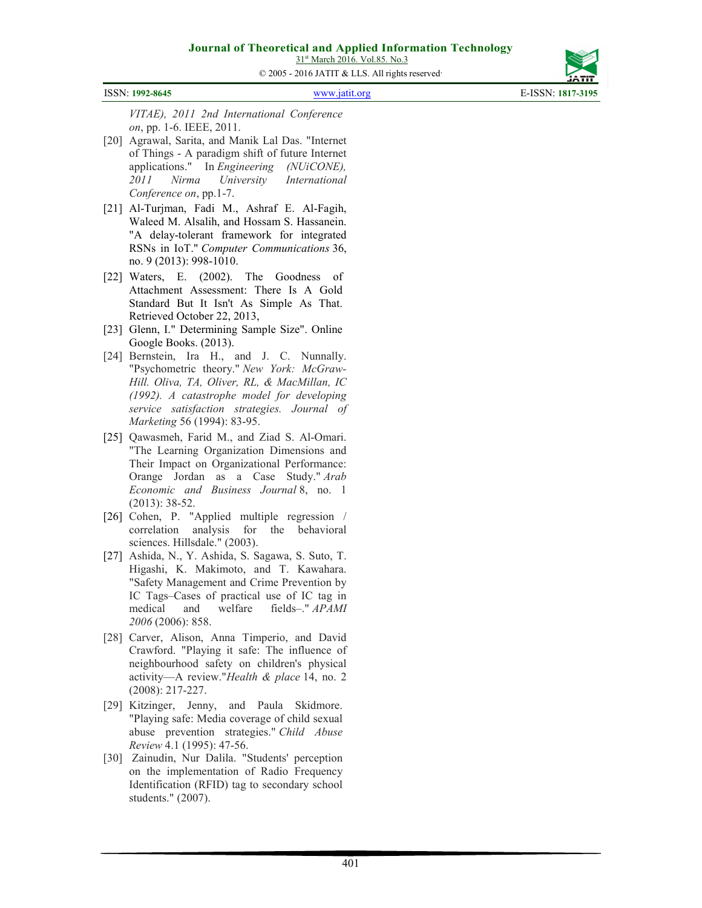*VITAE), 2011 2nd International Conference on*, pp. 1-6. IEEE, 2011.

[20] Agrawal, Sarita, and Manik Lal Das. "Internet of Things - A paradigm shift of future Internet applications." In *Engineering (NUiCONE), 2011 Nirma University International Conference on*, pp.1-7.

[21] Al-Turjman, Fadi M., Ashraf E. Al-Fagih, Waleed M. Alsalih, and Hossam S. Hassanein. "A delay-tolerant framework for integrated RSNs in IoT." *Computer Communications* 36, no. 9 (2013): 998-1010.

[22] Waters, E. (2002). The Goodness of Attachment Assessment: There Is A Gold Standard But It Isn't As Simple As That. Retrieved October 22, 2013,

[23] Glenn, I." Determining Sample Size". Online Google Books. (2013).

[24] Bernstein, Ira H., and J. C. Nunnally. "Psychometric theory." *New York: McGraw-Hill. Oliva, TA, Oliver, RL, & MacMillan, IC (1992). A catastrophe model for developing service satisfaction strategies. Journal of Marketing* 56 (1994): 83-95.

[25] Qawasmeh, Farid M., and Ziad S. Al-Omari. "The Learning Organization Dimensions and Their Impact on Organizational Performance: Orange Jordan as a Case Study." *Arab Economic and Business Journal* 8, no. 1 (2013): 38-52.

[26] Cohen, P. "Applied multiple regression / correlation analysis for the behavioral sciences. Hillsdale." (2003).

[27] Ashida, N., Y. Ashida, S. Sagawa, S. Suto, T. Higashi, K. Makimoto, and T. Kawahara. "Safety Management and Crime Prevention by IC Tags–Cases of practical use of IC tag in medical and welfare fields–." *APAMI 2006* (2006): 858.

[28] Carver, Alison, Anna Timperio, and David Crawford. "Playing it safe: The influence of neighbourhood safety on children's physical activity—A review."*Health & place* 14, no. 2 (2008): 217-227.

[29] Kitzinger, Jenny, and Paula Skidmore. "Playing safe: Media coverage of child sexual abuse prevention strategies." *Child Abuse Review* 4.1 (1995): 47-56.

[30] Zainudin, Nur Dalila. "Students' perception on the implementation of Radio Frequency Identification (RFID) tag to secondary school students." (2007).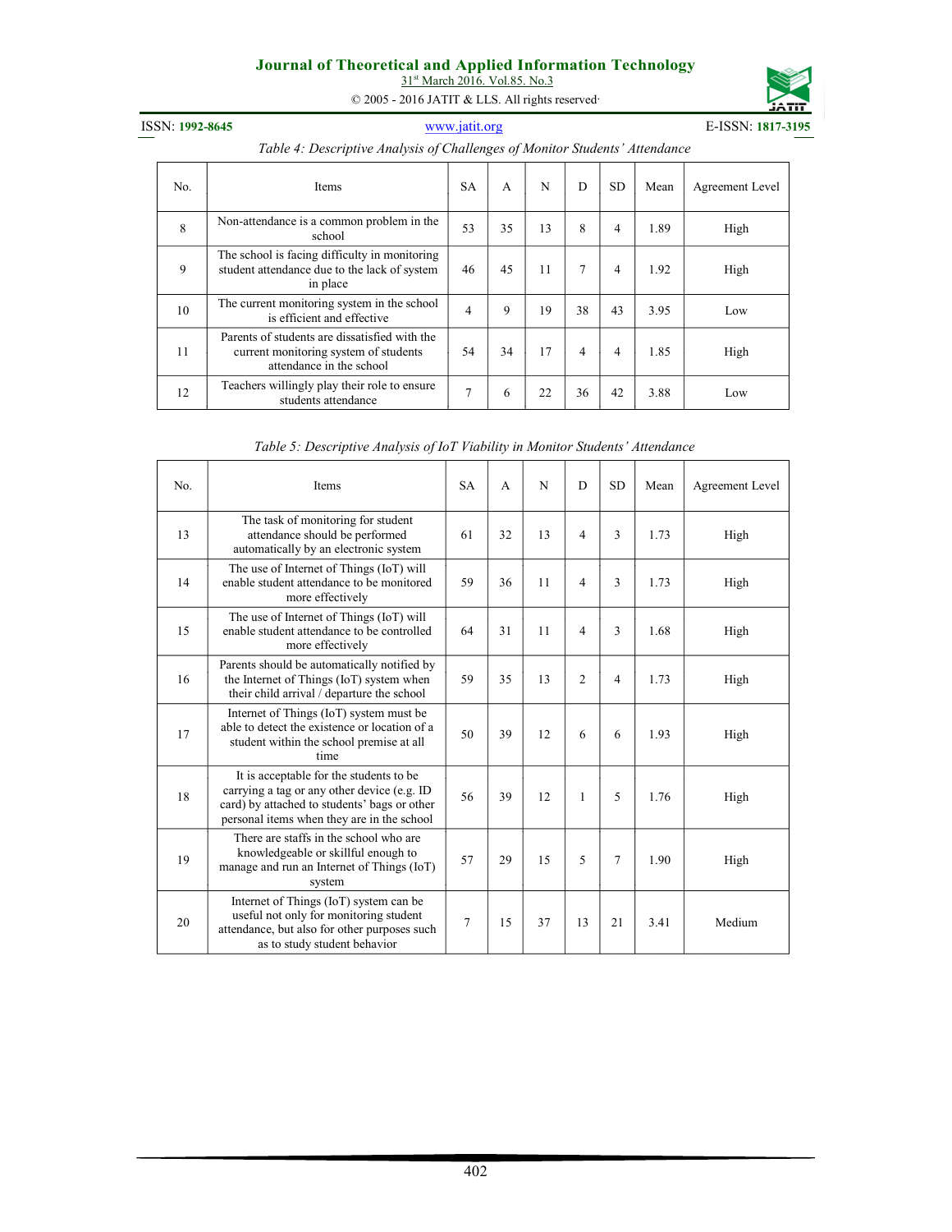*Table 4: Descriptive Analysis of Challenges of Monitor Students' Attendance*

| No. | Items | SA | A | N | D | SD | Mean | Agreement Level |
|---|---|---|---|---|---|---|---|---|
| 8 | Non-attendance is a common problem in the school | 53 | 35 | 13 | 8 | 4 | 1.89 | High |
| 9 | The school is facing difficulty in monitoring student attendance due to the lack of system in place | 46 | 45 | 11 | 7 | 4 | 1.92 | High |
| 10 | The current monitoring system in the school is efficient and effective | 4 | 9 | 19 | 38 | 43 | 3.95 | Low |
| 11 | Parents of students are dissatisfied with the current monitoring system of students attendance in the school | 54 | 34 | 17 | 4 | 4 | 1.85 | High |
| 12 | Teachers willingly play their role to ensure students attendance | 7 | 6 | 22 | 36 | 42 | 3.88 | Low |

*Table 5: Descriptive Analysis of IoT Viability in Monitor Students' Attendance*

| No. | Items | SA | A | N | D | SD | Mean | Agreement Level |
|---|---|---|---|---|---|---|---|---|
| 13 | The task of monitoring for student attendance should be performed automatically by an electronic system | 61 | 32 | 13 | 4 | 3 | 1.73 | High |
| 14 | The use of Internet of Things (IoT) will enable student attendance to be monitored more effectively | 59 | 36 | 11 | 4 | 3 | 1.73 | High |
| 15 | The use of Internet of Things (IoT) will enable student attendance to be controlled more effectively | 64 | 31 | 11 | 4 | 3 | 1.68 | High |
| 16 | Parents should be automatically notified by the Internet of Things (IoT) system when their child arrival / departure the school | 59 | 35 | 13 | 2 | 4 | 1.73 | High |
| 17 | Internet of Things (IoT) system must be able to detect the existence or location of a student within the school premise at all time | 50 | 39 | 12 | 6 | 6 | 1.93 | High |
| 18 | It is acceptable for the students to be carrying a tag or any other device (e.g. ID card) by attached to students' bags or other personal items when they are in the school | 56 | 39 | 12 | 1 | 5 | 1.76 | High |
| 19 | There are staffs in the school who are knowledgeable or skillful enough to manage and run an Internet of Things (IoT) system | 57 | 29 | 15 | 5 | 7 | 1.90 | High |
| 20 | Internet of Things (IoT) system can be useful not only for monitoring student attendance, but also for other purposes such as to study student behavior | 7 | 15 | 37 | 13 | 21 | 3.41 | Medium |